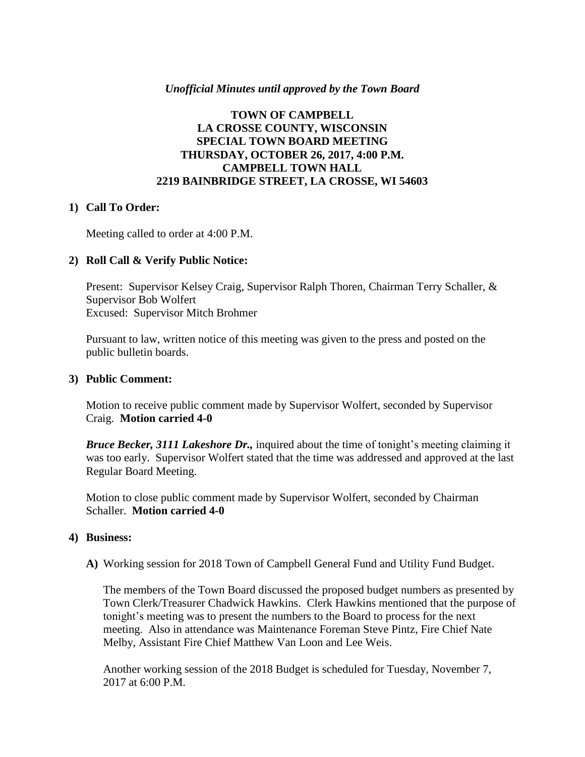*Unofficial Minutes until approved by the Town Board*

# TOWN OF CAMPBELL
## LA CROSSE COUNTY, WISCONSIN
## SPECIAL TOWN BOARD MEETING
## THURSDAY, OCTOBER 26, 2017, 4:00 P.M.
## CAMPBELL TOWN HALL
## 2219 BAINBRIDGE STREET, LA CROSSE, WI 54603

**1) Call To Order:**

Meeting called to order at 4:00 P.M.

**2) Roll Call & Verify Public Notice:**

Present: Supervisor Kelsey Craig, Supervisor Ralph Thoren, Chairman Terry Schaller, & Supervisor Bob Wolfert
Excused: Supervisor Mitch Brohmer

Pursuant to law, written notice of this meeting was given to the press and posted on the public bulletin boards.

**3) Public Comment:**

Motion to receive public comment made by Supervisor Wolfert, seconded by Supervisor Craig. **Motion carried 4-0**

***Bruce Becker, 3111 Lakeshore Dr.,*** inquired about the time of tonight's meeting claiming it was too early. Supervisor Wolfert stated that the time was addressed and approved at the last Regular Board Meeting.

Motion to close public comment made by Supervisor Wolfert, seconded by Chairman Schaller. **Motion carried 4-0**

**4) Business:**

**A)** Working session for 2018 Town of Campbell General Fund and Utility Fund Budget.

The members of the Town Board discussed the proposed budget numbers as presented by Town Clerk/Treasurer Chadwick Hawkins. Clerk Hawkins mentioned that the purpose of tonight's meeting was to present the numbers to the Board to process for the next meeting. Also in attendance was Maintenance Foreman Steve Pintz, Fire Chief Nate Melby, Assistant Fire Chief Matthew Van Loon and Lee Weis.

Another working session of the 2018 Budget is scheduled for Tuesday, November 7, 2017 at 6:00 P.M.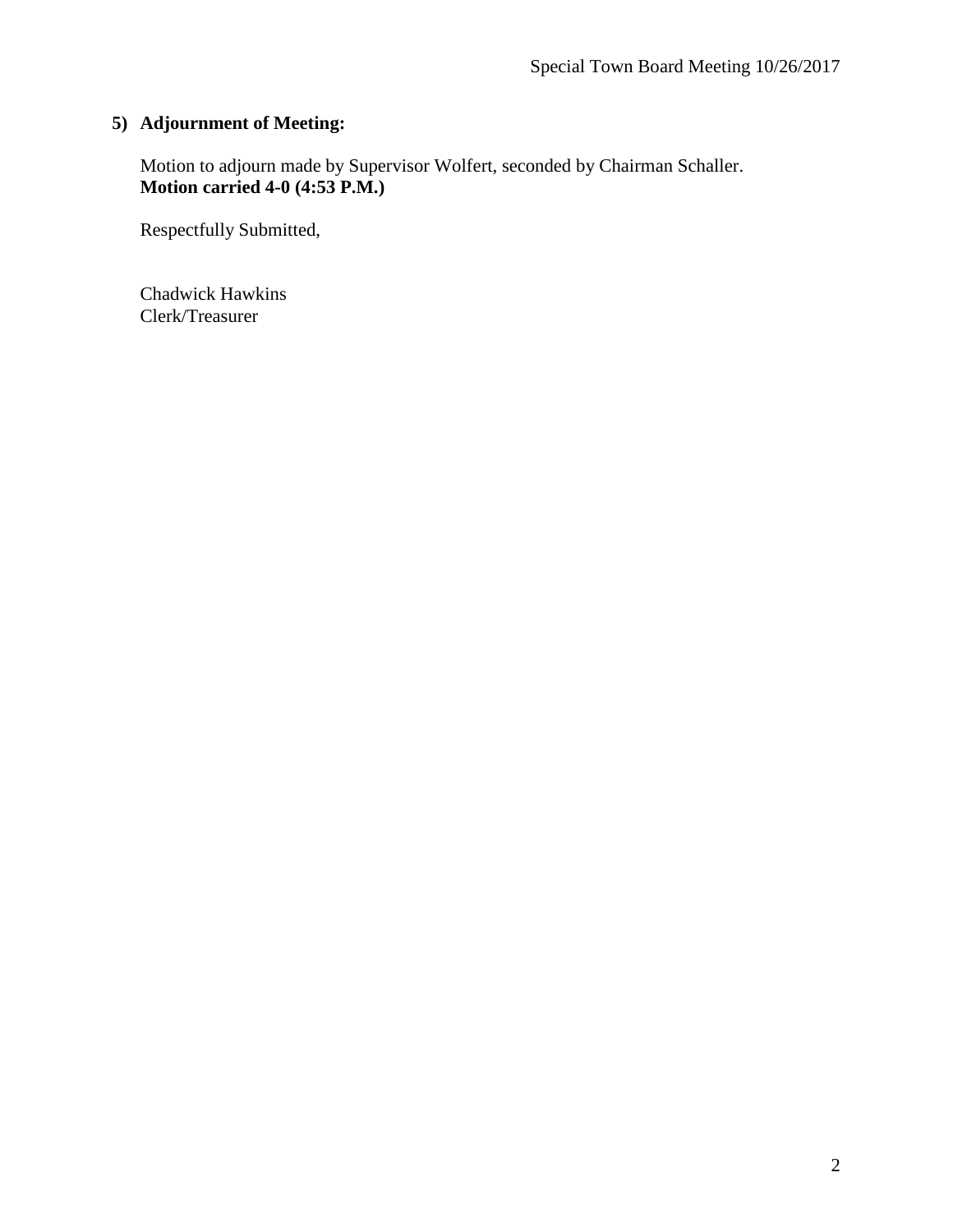**5) Adjournment of Meeting:**

Motion to adjourn made by Supervisor Wolfert, seconded by Chairman Schaller.
**Motion carried 4-0 (4:53 P.M.)**

Respectfully Submitted,

Chadwick Hawkins
Clerk/Treasurer